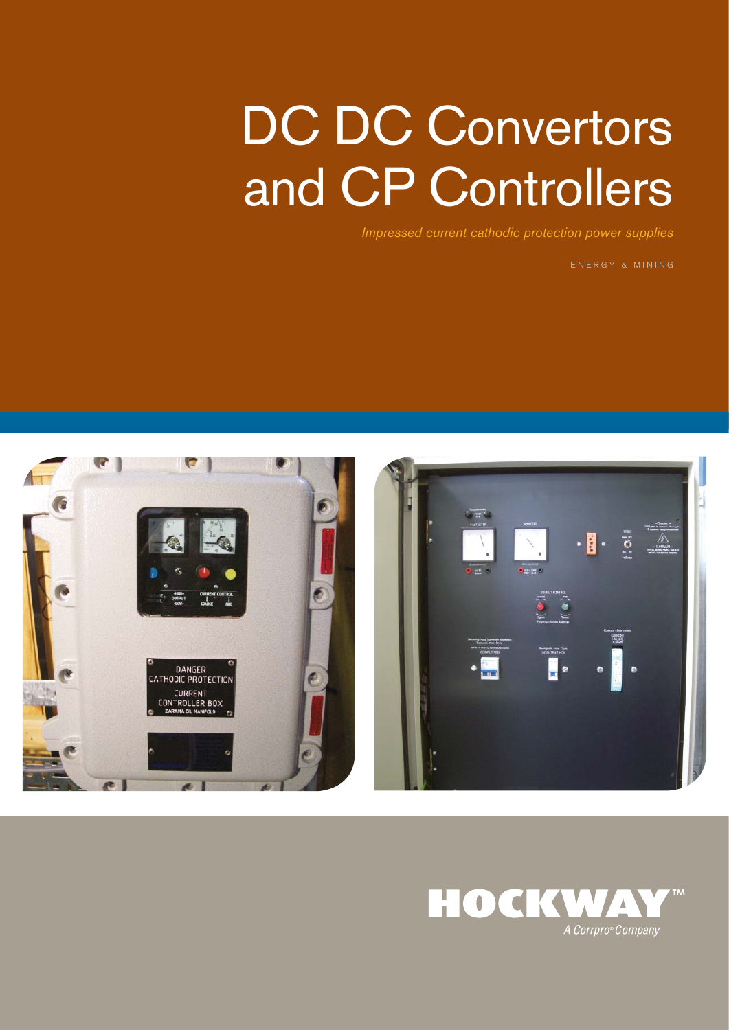# DC DC Convertors and CP Controllers

*Impressed current cathodic protection power supplies*

ENERGY & MINING

HOCKWAY™

*A Corrpro® Company*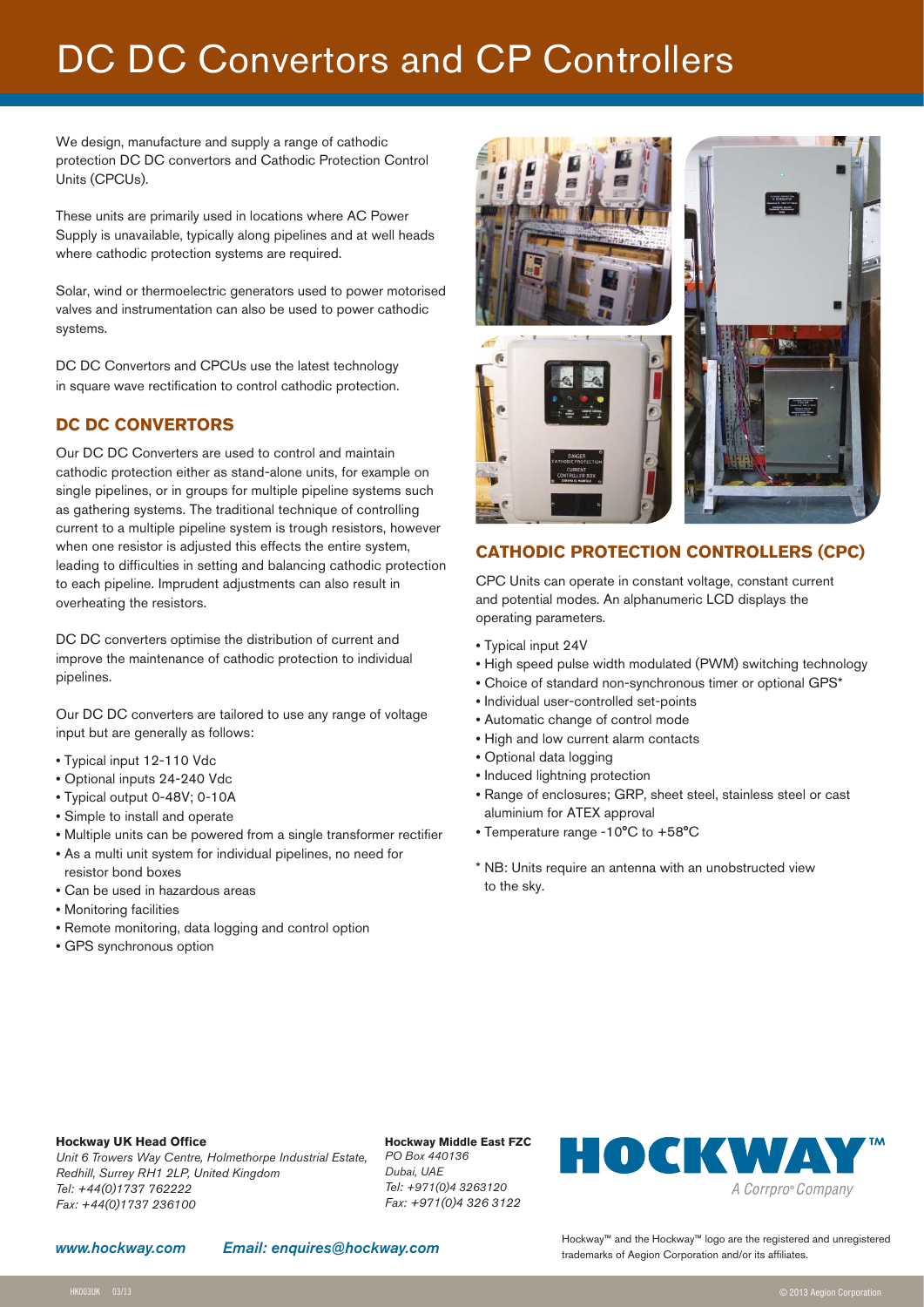# DC DC Convertors and CP Controllers

We design, manufacture and supply a range of cathodic protection DC DC convertors and Cathodic Protection Control Units (CPCUs).

These units are primarily used in locations where AC Power Supply is unavailable, typically along pipelines and at well heads where cathodic protection systems are required.

Solar, wind or thermoelectric generators used to power motorised valves and instrumentation can also be used to power cathodic systems.

DC DC Convertors and CPCUs use the latest technology in square wave rectification to control cathodic protection.

## DC DC CONVERTORS

Our DC DC Converters are used to control and maintain cathodic protection either as stand-alone units, for example on single pipelines, or in groups for multiple pipeline systems such as gathering systems. The traditional technique of controlling current to a multiple pipeline system is trough resistors, however when one resistor is adjusted this effects the entire system, leading to difficulties in setting and balancing cathodic protection to each pipeline. Imprudent adjustments can also result in overheating the resistors.

DC DC converters optimise the distribution of current and improve the maintenance of cathodic protection to individual pipelines.

Our DC DC converters are tailored to use any range of voltage input but are generally as follows:

- Typical input 12-110 Vdc
- Optional inputs 24-240 Vdc
- Typical output 0-48V; 0-10A
- Simple to install and operate
- Multiple units can be powered from a single transformer rectifier
- As a multi unit system for individual pipelines, no need for resistor bond boxes
- Can be used in hazardous areas
- Monitoring facilities
- Remote monitoring, data logging and control option
- GPS synchronous option

## CATHODIC PROTECTION CONTROLLERS (CPC)

CPC Units can operate in constant voltage, constant current and potential modes. An alphanumeric LCD displays the operating parameters.

- Typical input 24V
- High speed pulse width modulated (PWM) switching technology
- Choice of standard non-synchronous timer or optional GPS*
- Individual user-controlled set-points
- Automatic change of control mode
- High and low current alarm contacts
- Optional data logging
- Induced lightning protection
- Range of enclosures; GRP, sheet steel, stainless steel or cast aluminium for ATEX approval
- Temperature range -10°C to +58°C

\* NB: Units require an antenna with an unobstructed view to the sky.

**Hockway UK Head Office**
*Unit 6 Trowers Way Centre, Holmethorpe Industrial Estate, Redhill, Surrey RH1 2LP, United Kingdom*
*Tel: +44(0)1737 762222*
*Fax: +44(0)1737 236100*

**Hockway Middle East FZC**
*PO Box 440136*
*Dubai, UAE*
*Tel: +971(0)4 3263120*
*Fax: +971(0)4 326 3122*

HOCKWAY™
*A Corrpro® Company*

*www.hockway.com* *Email: enquires@hockway.com*

Hockway™ and the Hockway™ logo are the registered and unregistered trademarks of Aegion Corporation and/or its affiliates.

HK003UK 03/13

© 2013 Aegion Corporation